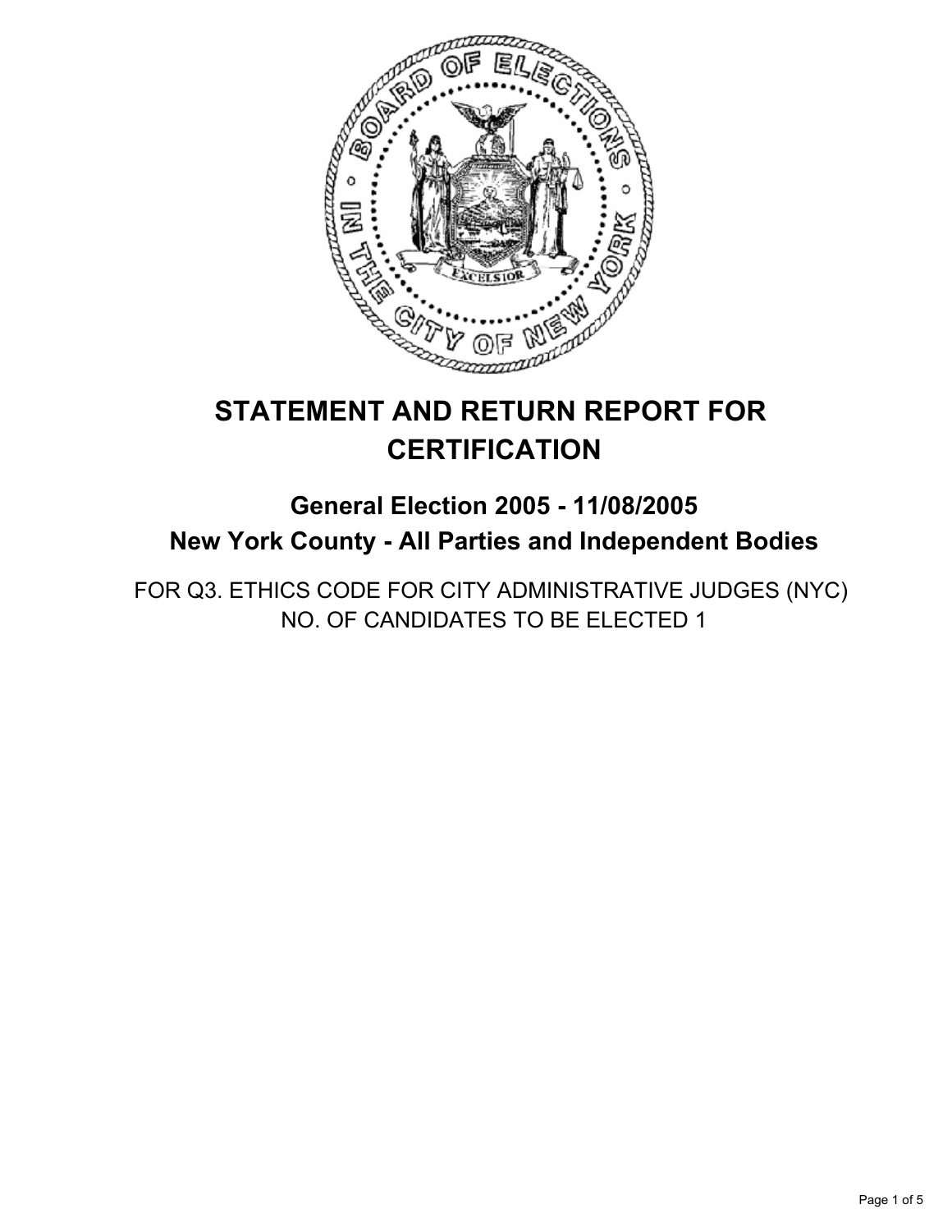# STATEMENT AND RETURN REPORT FOR CERTIFICATION

## General Election 2005 - 11/08/2005

## New York County - All Parties and Independent Bodies

FOR Q3. ETHICS CODE FOR CITY ADMINISTRATIVE JUDGES (NYC)
NO. OF CANDIDATES TO BE ELECTED 1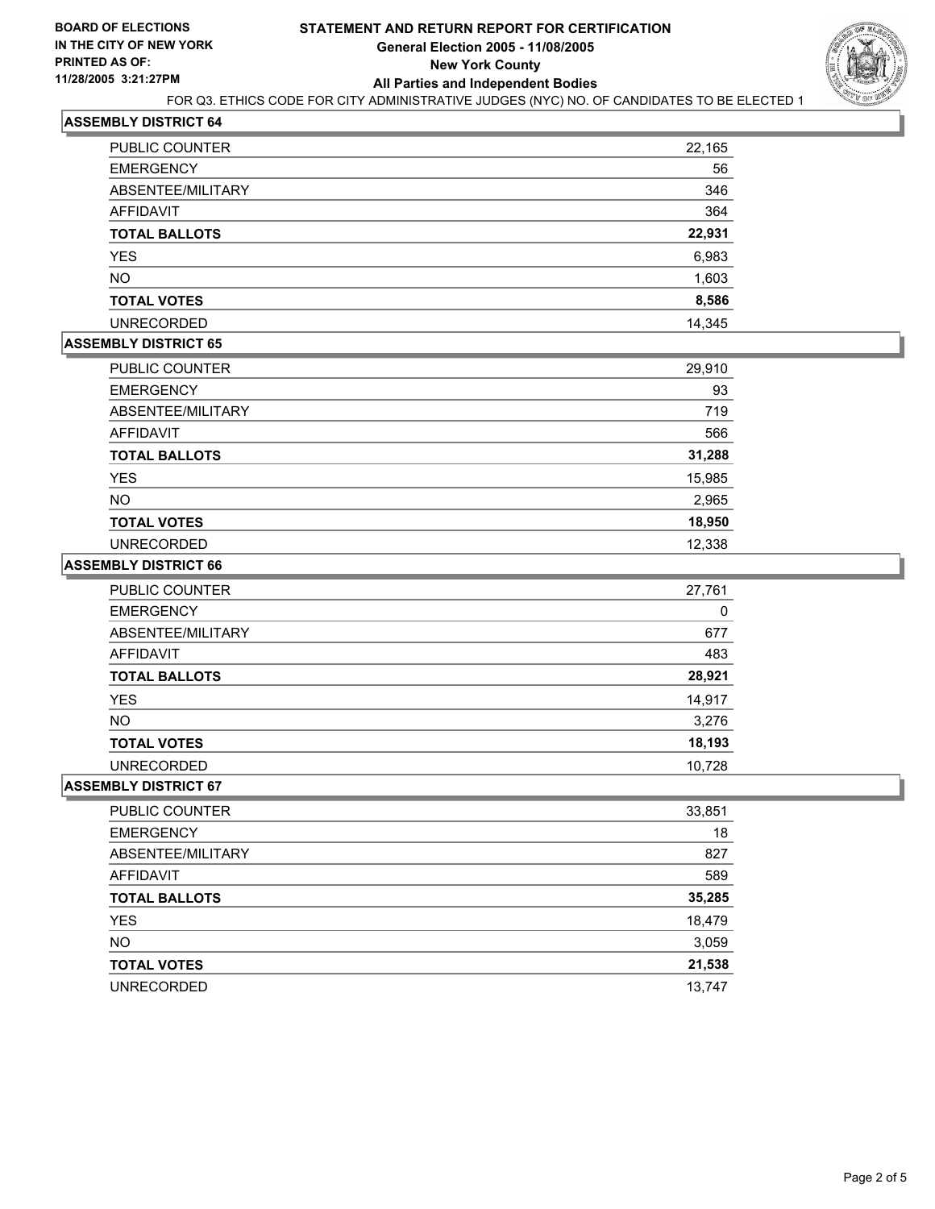**BOARD OF ELECTIONS IN THE CITY OF NEW YORK PRINTED AS OF: 11/28/2005 3:21:27PM**

# STATEMENT AND RETURN REPORT FOR CERTIFICATION
## General Election 2005 - 11/08/2005
## New York County
## All Parties and Independent Bodies

FOR Q3. ETHICS CODE FOR CITY ADMINISTRATIVE JUDGES (NYC) NO. OF CANDIDATES TO BE ELECTED 1

### ASSEMBLY DISTRICT 64

| | |
|---|---|
| PUBLIC COUNTER | 22,165 |
| EMERGENCY | 56 |
| ABSENTEE/MILITARY | 346 |
| AFFIDAVIT | 364 |
| **TOTAL BALLOTS** | **22,931** |
| YES | 6,983 |
| NO | 1,603 |
| **TOTAL VOTES** | **8,586** |
| UNRECORDED | 14,345 |

### ASSEMBLY DISTRICT 65

| | |
|---|---|
| PUBLIC COUNTER | 29,910 |
| EMERGENCY | 93 |
| ABSENTEE/MILITARY | 719 |
| AFFIDAVIT | 566 |
| **TOTAL BALLOTS** | **31,288** |
| YES | 15,985 |
| NO | 2,965 |
| **TOTAL VOTES** | **18,950** |
| UNRECORDED | 12,338 |

### ASSEMBLY DISTRICT 66

| | |
|---|---|
| PUBLIC COUNTER | 27,761 |
| EMERGENCY | 0 |
| ABSENTEE/MILITARY | 677 |
| AFFIDAVIT | 483 |
| **TOTAL BALLOTS** | **28,921** |
| YES | 14,917 |
| NO | 3,276 |
| **TOTAL VOTES** | **18,193** |
| UNRECORDED | 10,728 |

### ASSEMBLY DISTRICT 67

| | |
|---|---|
| PUBLIC COUNTER | 33,851 |
| EMERGENCY | 18 |
| ABSENTEE/MILITARY | 827 |
| AFFIDAVIT | 589 |
| **TOTAL BALLOTS** | **35,285** |
| YES | 18,479 |
| NO | 3,059 |
| **TOTAL VOTES** | **21,538** |
| UNRECORDED | 13,747 |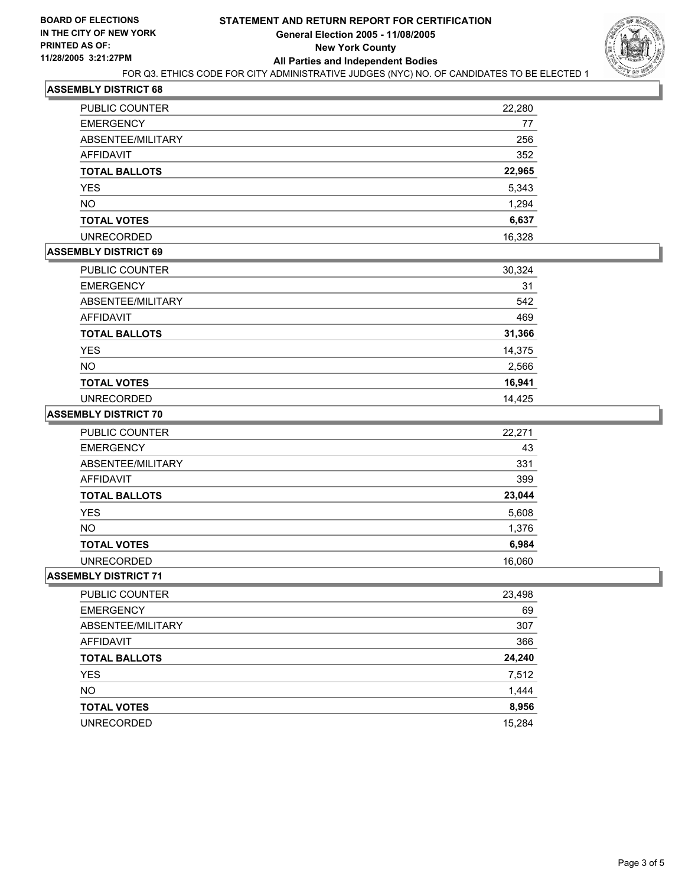**BOARD OF ELECTIONS IN THE CITY OF NEW YORK**
**PRINTED AS OF: 11/28/2005 3:21:27PM**

# STATEMENT AND RETURN REPORT FOR CERTIFICATION
## General Election 2005 - 11/08/2005
## New York County
## All Parties and Independent Bodies

FOR Q3. ETHICS CODE FOR CITY ADMINISTRATIVE JUDGES (NYC) NO. OF CANDIDATES TO BE ELECTED 1

### ASSEMBLY DISTRICT 68

| | |
|---|---|
| PUBLIC COUNTER | 22,280 |
| EMERGENCY | 77 |
| ABSENTEE/MILITARY | 256 |
| AFFIDAVIT | 352 |
| **TOTAL BALLOTS** | **22,965** |
| YES | 5,343 |
| NO | 1,294 |
| **TOTAL VOTES** | **6,637** |
| UNRECORDED | 16,328 |

### ASSEMBLY DISTRICT 69

| | |
|---|---|
| PUBLIC COUNTER | 30,324 |
| EMERGENCY | 31 |
| ABSENTEE/MILITARY | 542 |
| AFFIDAVIT | 469 |
| **TOTAL BALLOTS** | **31,366** |
| YES | 14,375 |
| NO | 2,566 |
| **TOTAL VOTES** | **16,941** |
| UNRECORDED | 14,425 |

### ASSEMBLY DISTRICT 70

| | |
|---|---|
| PUBLIC COUNTER | 22,271 |
| EMERGENCY | 43 |
| ABSENTEE/MILITARY | 331 |
| AFFIDAVIT | 399 |
| **TOTAL BALLOTS** | **23,044** |
| YES | 5,608 |
| NO | 1,376 |
| **TOTAL VOTES** | **6,984** |
| UNRECORDED | 16,060 |

### ASSEMBLY DISTRICT 71

| | |
|---|---|
| PUBLIC COUNTER | 23,498 |
| EMERGENCY | 69 |
| ABSENTEE/MILITARY | 307 |
| AFFIDAVIT | 366 |
| **TOTAL BALLOTS** | **24,240** |
| YES | 7,512 |
| NO | 1,444 |
| **TOTAL VOTES** | **8,956** |
| UNRECORDED | 15,284 |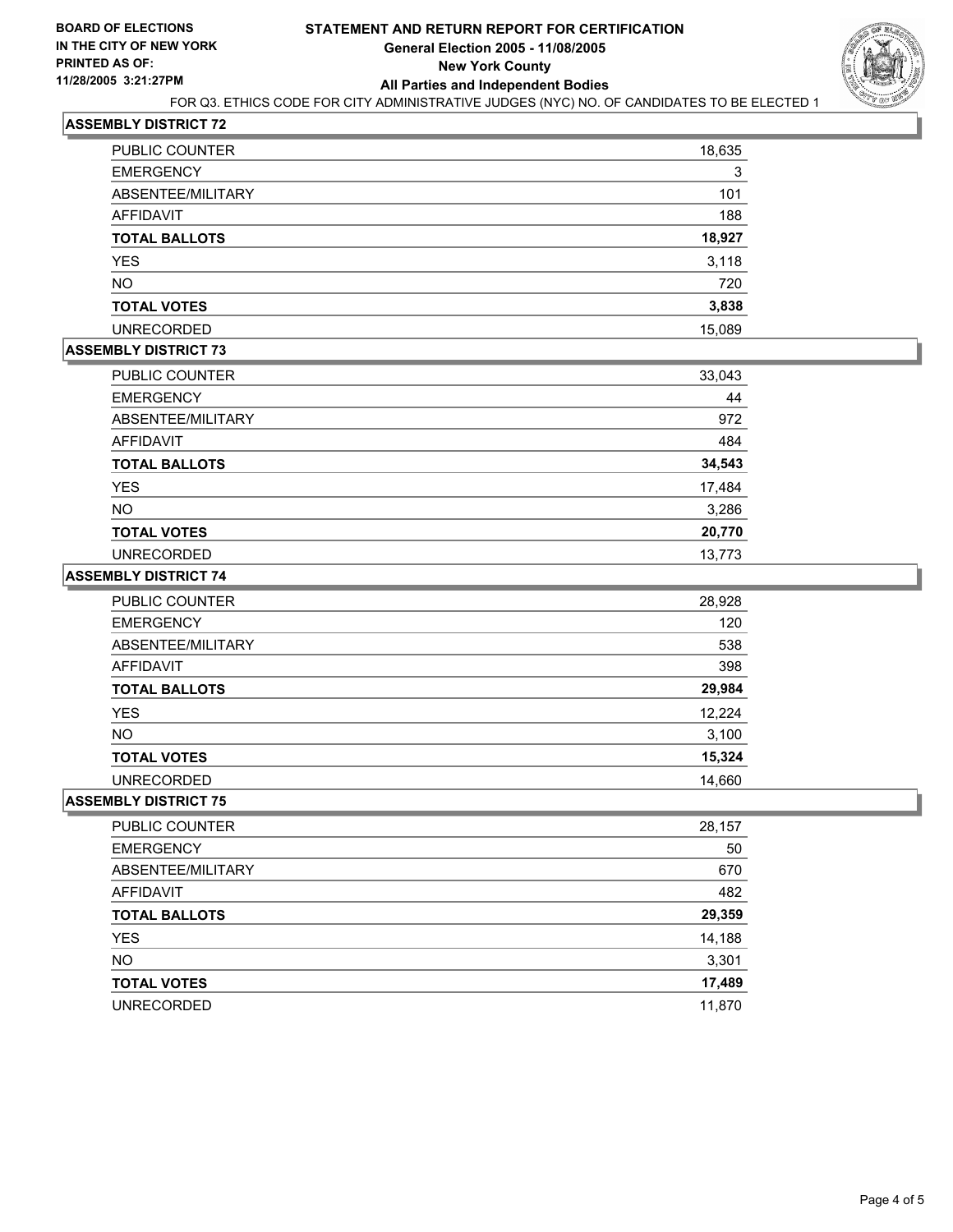**BOARD OF ELECTIONS IN THE CITY OF NEW YORK PRINTED AS OF: 11/28/2005 3:21:27PM**

# STATEMENT AND RETURN REPORT FOR CERTIFICATION
## General Election 2005 - 11/08/2005
## New York County
## All Parties and Independent Bodies

FOR Q3. ETHICS CODE FOR CITY ADMINISTRATIVE JUDGES (NYC) NO. OF CANDIDATES TO BE ELECTED 1

### ASSEMBLY DISTRICT 72

| | |
|---|---|
| PUBLIC COUNTER | 18,635 |
| EMERGENCY | 3 |
| ABSENTEE/MILITARY | 101 |
| AFFIDAVIT | 188 |
| **TOTAL BALLOTS** | **18,927** |
| YES | 3,118 |
| NO | 720 |
| **TOTAL VOTES** | **3,838** |
| UNRECORDED | 15,089 |

### ASSEMBLY DISTRICT 73

| | |
|---|---|
| PUBLIC COUNTER | 33,043 |
| EMERGENCY | 44 |
| ABSENTEE/MILITARY | 972 |
| AFFIDAVIT | 484 |
| **TOTAL BALLOTS** | **34,543** |
| YES | 17,484 |
| NO | 3,286 |
| **TOTAL VOTES** | **20,770** |
| UNRECORDED | 13,773 |

### ASSEMBLY DISTRICT 74

| | |
|---|---|
| PUBLIC COUNTER | 28,928 |
| EMERGENCY | 120 |
| ABSENTEE/MILITARY | 538 |
| AFFIDAVIT | 398 |
| **TOTAL BALLOTS** | **29,984** |
| YES | 12,224 |
| NO | 3,100 |
| **TOTAL VOTES** | **15,324** |
| UNRECORDED | 14,660 |

### ASSEMBLY DISTRICT 75

| | |
|---|---|
| PUBLIC COUNTER | 28,157 |
| EMERGENCY | 50 |
| ABSENTEE/MILITARY | 670 |
| AFFIDAVIT | 482 |
| **TOTAL BALLOTS** | **29,359** |
| YES | 14,188 |
| NO | 3,301 |
| **TOTAL VOTES** | **17,489** |
| UNRECORDED | 11,870 |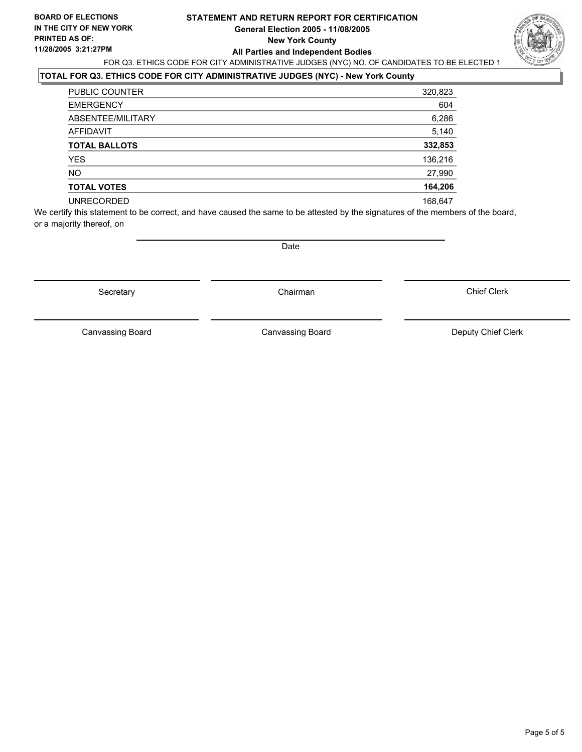**BOARD OF ELECTIONS IN THE CITY OF NEW YORK PRINTED AS OF: 11/28/2005 3:21:27PM**

**STATEMENT AND RETURN REPORT FOR CERTIFICATION**
**General Election 2005 - 11/08/2005**
**New York County**
**All Parties and Independent Bodies**

FOR Q3. ETHICS CODE FOR CITY ADMINISTRATIVE JUDGES (NYC) NO. OF CANDIDATES TO BE ELECTED 1

**TOTAL FOR Q3. ETHICS CODE FOR CITY ADMINISTRATIVE JUDGES (NYC) - New York County**

| | |
|---|---|
| PUBLIC COUNTER | 320,823 |
| EMERGENCY | 604 |
| ABSENTEE/MILITARY | 6,286 |
| AFFIDAVIT | 5,140 |
| **TOTAL BALLOTS** | **332,853** |
| YES | 136,216 |
| NO | 27,990 |
| **TOTAL VOTES** | **164,206** |
| UNRECORDED | 168,647 |

We certify this statement to be correct, and have caused the same to be attested by the signatures of the members of the board, or a majority thereof, on

Date

Secretary — Chairman — Chief Clerk

Canvassing Board — Canvassing Board — Deputy Chief Clerk